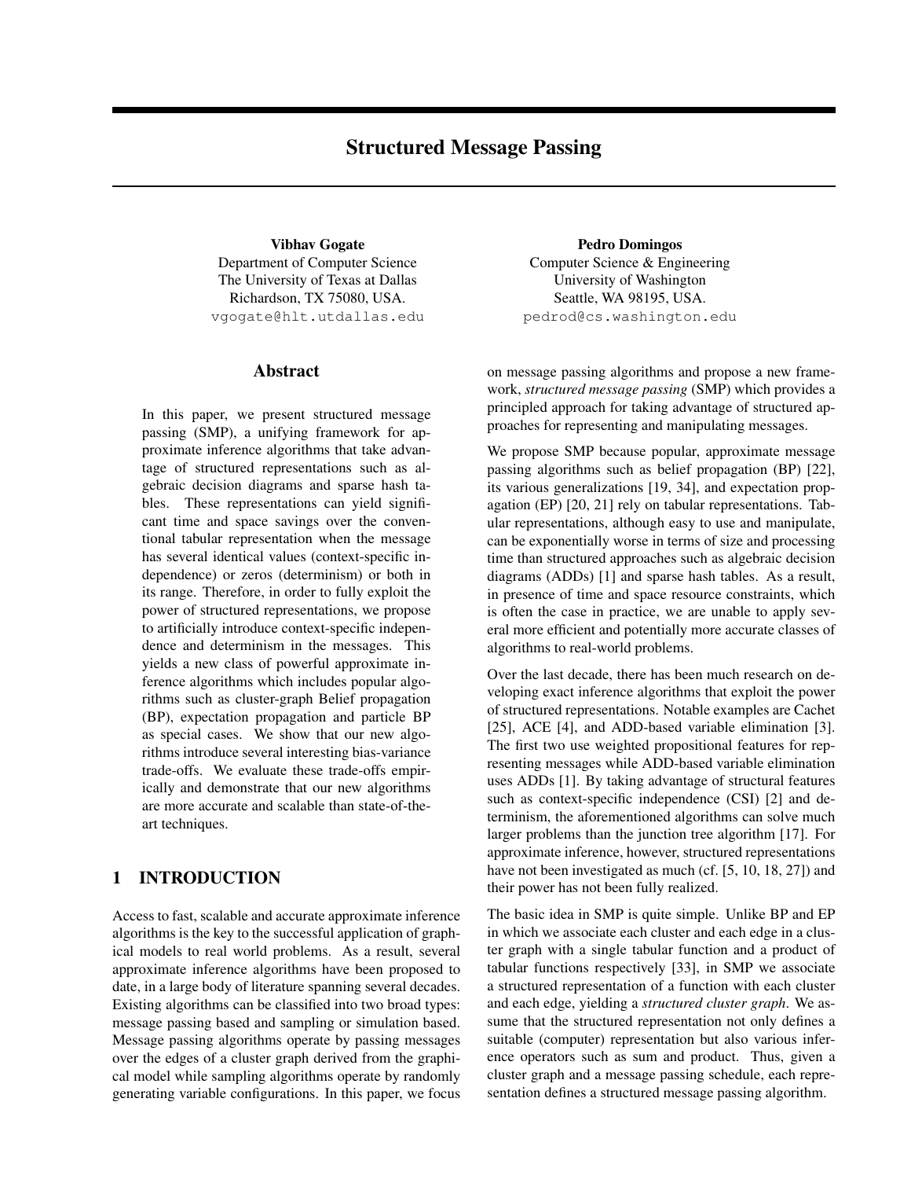# Structured Message Passing

**Vibhav Gogate**
Department of Computer Science
The University of Texas at Dallas
Richardson, TX 75080, USA.
vgogate@hlt.utdallas.edu

**Pedro Domingos**
Computer Science & Engineering
University of Washington
Seattle, WA 98195, USA.
pedrod@cs.washington.edu

## Abstract

In this paper, we present structured message passing (SMP), a unifying framework for approximate inference algorithms that take advantage of structured representations such as algebraic decision diagrams and sparse hash tables. These representations can yield significant time and space savings over the conventional tabular representation when the message has several identical values (context-specific independence) or zeros (determinism) or both in its range. Therefore, in order to fully exploit the power of structured representations, we propose to artificially introduce context-specific independence and determinism in the messages. This yields a new class of powerful approximate inference algorithms which includes popular algorithms such as cluster-graph Belief propagation (BP), expectation propagation and particle BP as special cases. We show that our new algorithms introduce several interesting bias-variance trade-offs. We evaluate these trade-offs empirically and demonstrate that our new algorithms are more accurate and scalable than state-of-the-art techniques.

## 1 INTRODUCTION

Access to fast, scalable and accurate approximate inference algorithms is the key to the successful application of graphical models to real world problems. As a result, several approximate inference algorithms have been proposed to date, in a large body of literature spanning several decades. Existing algorithms can be classified into two broad types: message passing based and sampling or simulation based. Message passing algorithms operate by passing messages over the edges of a cluster graph derived from the graphical model while sampling algorithms operate by randomly generating variable configurations. In this paper, we focus on message passing algorithms and propose a new framework, *structured message passing* (SMP) which provides a principled approach for taking advantage of structured approaches for representing and manipulating messages.

We propose SMP because popular, approximate message passing algorithms such as belief propagation (BP) [22], its various generalizations [19, 34], and expectation propagation (EP) [20, 21] rely on tabular representations. Tabular representations, although easy to use and manipulate, can be exponentially worse in terms of size and processing time than structured approaches such as algebraic decision diagrams (ADDs) [1] and sparse hash tables. As a result, in presence of time and space resource constraints, which is often the case in practice, we are unable to apply several more efficient and potentially more accurate classes of algorithms to real-world problems.

Over the last decade, there has been much research on developing exact inference algorithms that exploit the power of structured representations. Notable examples are Cachet [25], ACE [4], and ADD-based variable elimination [3]. The first two use weighted propositional features for representing messages while ADD-based variable elimination uses ADDs [1]. By taking advantage of structural features such as context-specific independence (CSI) [2] and determinism, the aforementioned algorithms can solve much larger problems than the junction tree algorithm [17]. For approximate inference, however, structured representations have not been investigated as much (cf. [5, 10, 18, 27]) and their power has not been fully realized.

The basic idea in SMP is quite simple. Unlike BP and EP in which we associate each cluster and each edge in a cluster graph with a single tabular function and a product of tabular functions respectively [33], in SMP we associate a structured representation of a function with each cluster and each edge, yielding a *structured cluster graph*. We assume that the structured representation not only defines a suitable (computer) representation but also various inference operators such as sum and product. Thus, given a cluster graph and a message passing schedule, each representation defines a structured message passing algorithm.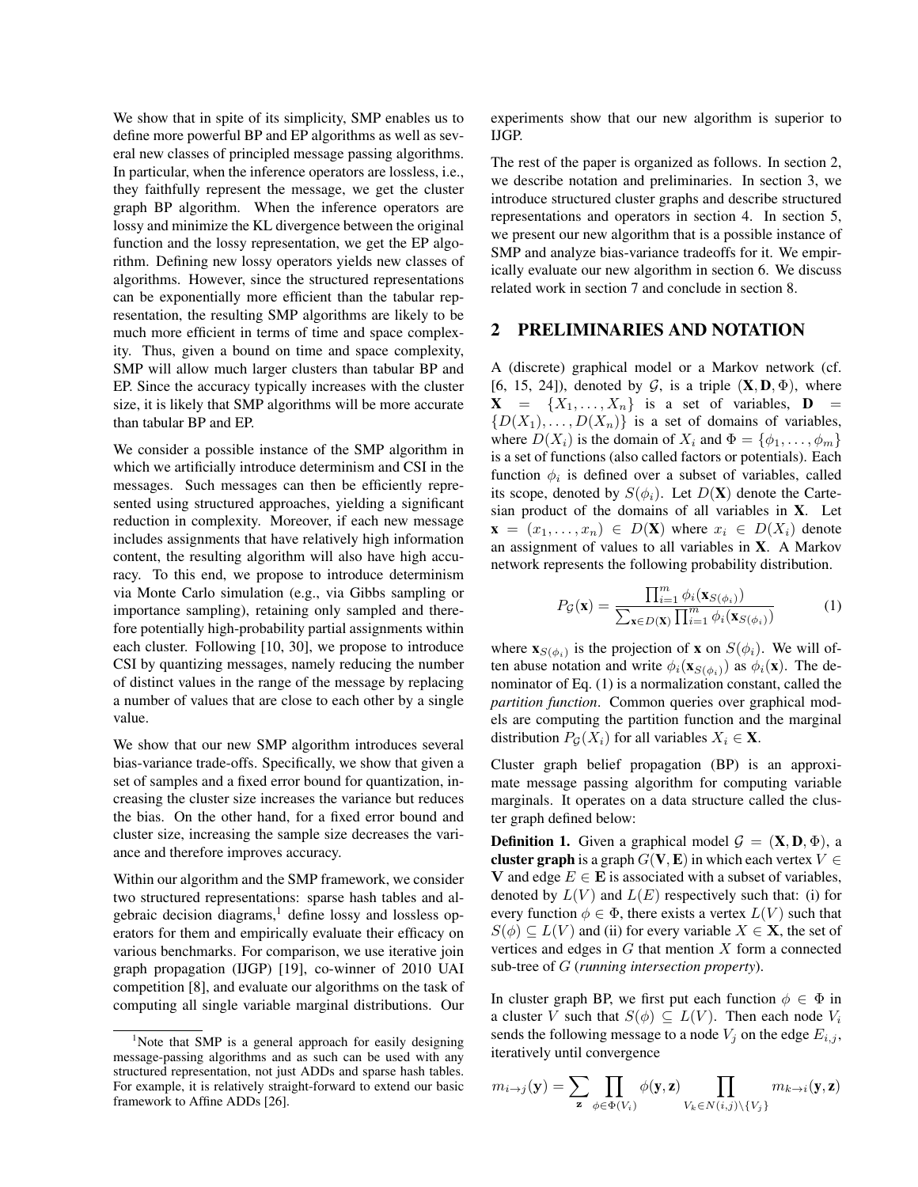We show that in spite of its simplicity, SMP enables us to define more powerful BP and EP algorithms as well as several new classes of principled message passing algorithms. In particular, when the inference operators are lossless, i.e., they faithfully represent the message, we get the cluster graph BP algorithm. When the inference operators are lossy and minimize the KL divergence between the original function and the lossy representation, we get the EP algorithm. Defining new lossy operators yields new classes of algorithms. However, since the structured representations can be exponentially more efficient than the tabular representation, the resulting SMP algorithms are likely to be much more efficient in terms of time and space complexity. Thus, given a bound on time and space complexity, SMP will allow much larger clusters than tabular BP and EP. Since the accuracy typically increases with the cluster size, it is likely that SMP algorithms will be more accurate than tabular BP and EP.

We consider a possible instance of the SMP algorithm in which we artificially introduce determinism and CSI in the messages. Such messages can then be efficiently represented using structured approaches, yielding a significant reduction in complexity. Moreover, if each new message includes assignments that have relatively high information content, the resulting algorithm will also have high accuracy. To this end, we propose to introduce determinism via Monte Carlo simulation (e.g., via Gibbs sampling or importance sampling), retaining only sampled and therefore potentially high-probability partial assignments within each cluster. Following [10, 30], we propose to introduce CSI by quantizing messages, namely reducing the number of distinct values in the range of the message by replacing a number of values that are close to each other by a single value.

We show that our new SMP algorithm introduces several bias-variance trade-offs. Specifically, we show that given a set of samples and a fixed error bound for quantization, increasing the cluster size increases the variance but reduces the bias. On the other hand, for a fixed error bound and cluster size, increasing the sample size decreases the variance and therefore improves accuracy.

Within our algorithm and the SMP framework, we consider two structured representations: sparse hash tables and algebraic decision diagrams,[1] define lossy and lossless operators for them and empirically evaluate their efficacy on various benchmarks. For comparison, we use iterative join graph propagation (IJGP) [19], co-winner of 2010 UAI competition [8], and evaluate our algorithms on the task of computing all single variable marginal distributions. Our experiments show that our new algorithm is superior to IJGP.

The rest of the paper is organized as follows. In section 2, we describe notation and preliminaries. In section 3, we introduce structured cluster graphs and describe structured representations and operators in section 4. In section 5, we present our new algorithm that is a possible instance of SMP and analyze bias-variance tradeoffs for it. We empirically evaluate our new algorithm in section 6. We discuss related work in section 7 and conclude in section 8.

## 2 PRELIMINARIES AND NOTATION

A (discrete) graphical model or a Markov network (cf. [6, 15, 24]), denoted by $\mathcal{G}$, is a triple $(\mathbf{X}, \mathbf{D}, \Phi)$, where $\mathbf{X} = \{X_1, \ldots, X_n\}$ is a set of variables, $\mathbf{D} = \{D(X_1), \ldots, D(X_n)\}$ is a set of domains of variables, where $D(X_i)$ is the domain of $X_i$ and $\Phi = \{\phi_1, \ldots, \phi_m\}$ is a set of functions (also called factors or potentials). Each function $\phi_i$ is defined over a subset of variables, called its scope, denoted by $S(\phi_i)$. Let $D(\mathbf{X})$ denote the Cartesian product of the domains of all variables in $\mathbf{X}$. Let $\mathbf{x} = (x_1, \ldots, x_n) \in D(\mathbf{X})$ where $x_i \in D(X_i)$ denote an assignment of values to all variables in $\mathbf{X}$. A Markov network represents the following probability distribution.

$$P_{\mathcal{G}}(\mathbf{x}) = \frac{\prod_{i=1}^{m} \phi_i(\mathbf{x}_{S(\phi_i)})}{\sum_{\mathbf{x} \in D(\mathbf{X})} \prod_{i=1}^{m} \phi_i(\mathbf{x}_{S(\phi_i)})} \tag{1}$$

where $\mathbf{x}_{S(\phi_i)}$ is the projection of $\mathbf{x}$ on $S(\phi_i)$. We will often abuse notation and write $\phi_i(\mathbf{x}_{S(\phi_i)})$ as $\phi_i(\mathbf{x})$. The denominator of Eq. (1) is a normalization constant, called the *partition function*. Common queries over graphical models are computing the partition function and the marginal distribution $P_{\mathcal{G}}(X_i)$ for all variables $X_i \in \mathbf{X}$.

Cluster graph belief propagation (BP) is an approximate message passing algorithm for computing variable marginals. It operates on a data structure called the cluster graph defined below:

**Definition 1.** Given a graphical model $\mathcal{G} = (\mathbf{X}, \mathbf{D}, \Phi)$, a **cluster graph** is a graph $G(\mathbf{V}, \mathbf{E})$ in which each vertex $V \in \mathbf{V}$ and edge $E \in \mathbf{E}$ is associated with a subset of variables, denoted by $L(V)$ and $L(E)$ respectively such that: (i) for every function $\phi \in \Phi$, there exists a vertex $L(V)$ such that $S(\phi) \subseteq L(V)$ and (ii) for every variable $X \in \mathbf{X}$, the set of vertices and edges in $G$ that mention $X$ form a connected sub-tree of $G$ (*running intersection property*).

In cluster graph BP, we first put each function $\phi \in \Phi$ in a cluster $V$ such that $S(\phi) \subseteq L(V)$. Then each node $V_i$ sends the following message to a node $V_j$ on the edge $E_{i,j}$, iteratively until convergence

$$m_{i \to j}(\mathbf{y}) = \sum_{\mathbf{z}} \prod_{\phi \in \Phi(V_i)} \phi(\mathbf{y}, \mathbf{z}) \prod_{V_k \in N(i,j) \setminus \{V_j\}} m_{k \to i}(\mathbf{y}, \mathbf{z})$$

[1]Note that SMP is a general approach for easily designing message-passing algorithms and as such can be used with any structured representation, not just ADDs and sparse hash tables. For example, it is relatively straight-forward to extend our basic framework to Affine ADDs [26].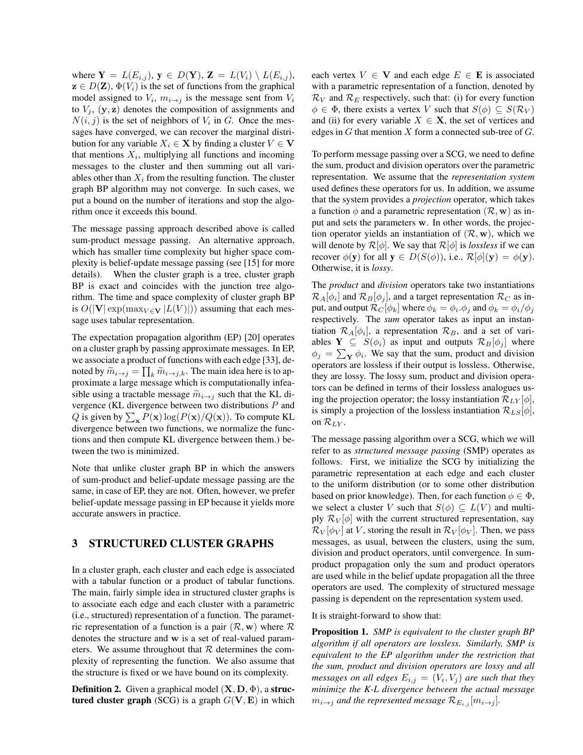where $\mathbf{Y} = L(E_{i,j})$, $\mathbf{y} \in D(\mathbf{Y})$, $\mathbf{Z} = L(V_i) \setminus L(E_{i,j})$, $\mathbf{z} \in D(\mathbf{Z})$, $\Phi(V_i)$ is the set of functions from the graphical model assigned to $V_i$, $m_{i \to j}$ is the message sent from $V_i$ to $V_j$, $(\mathbf{y}, \mathbf{z})$ denotes the composition of assignments and $N(i,j)$ is the set of neighbors of $V_i$ in $G$. Once the messages have converged, we can recover the marginal distribution for any variable $X_i \in \mathbf{X}$ by finding a cluster $V \in \mathbf{V}$ that mentions $X_i$, multiplying all functions and incoming messages to the cluster and then summing out all variables other than $X_i$ from the resulting function. The cluster graph BP algorithm may not converge. In such cases, we put a bound on the number of iterations and stop the algorithm once it exceeds this bound.

The message passing approach described above is called sum-product message passing. An alternative approach, which has smaller time complexity but higher space complexity is belief-update message passing (see [15] for more details). When the cluster graph is a tree, cluster graph BP is exact and coincides with the junction tree algorithm. The time and space complexity of cluster graph BP is $O(|\mathbf{V}| \exp(\max_{V \in \mathbf{V}} |L(V)|))$ assuming that each message uses tabular representation.

The expectation propagation algorithm (EP) [20] operates on a cluster graph by passing approximate messages. In EP, we associate a product of functions with each edge [33], denoted by $\widetilde{m}_{i \to j} = \prod_k \widetilde{m}_{i \to j,k}$. The main idea here is to approximate a large message which is computationally infeasible using a tractable message $\widetilde{m}_{i \to j}$ such that the KL divergence (KL divergence between two distributions $P$ and $Q$ is given by $\sum_{\mathbf{x}} P(\mathbf{x}) \log(P(\mathbf{x})/Q(\mathbf{x}))$. To compute KL divergence between two functions, we normalize the functions and then compute KL divergence between them.) between the two is minimized.

Note that unlike cluster graph BP in which the answers of sum-product and belief-update message passing are the same, in case of EP, they are not. Often, however, we prefer belief-update message passing in EP because it yields more accurate answers in practice.

## 3 STRUCTURED CLUSTER GRAPHS

In a cluster graph, each cluster and each edge is associated with a tabular function or a product of tabular functions. The main, fairly simple idea in structured cluster graphs is to associate each edge and each cluster with a parametric (i.e., structured) representation of a function. The parametric representation of a function is a pair $(\mathcal{R}, \mathbf{w})$ where $\mathcal{R}$ denotes the structure and $\mathbf{w}$ is a set of real-valued parameters. We assume throughout that $\mathcal{R}$ determines the complexity of representing the function. We also assume that the structure is fixed or we have bound on its complexity.

**Definition 2.** Given a graphical model $(\mathbf{X}, \mathbf{D}, \Phi)$, a **structured cluster graph** (SCG) is a graph $G(\mathbf{V}, \mathbf{E})$ in which each vertex $V \in \mathbf{V}$ and each edge $E \in \mathbf{E}$ is associated with a parametric representation of a function, denoted by $\mathcal{R}_V$ and $\mathcal{R}_E$ respectively, such that: (i) for every function $\phi \in \Phi$, there exists a vertex $V$ such that $S(\phi) \subseteq S(\mathcal{R}_V)$ and (ii) for every variable $X \in \mathbf{X}$, the set of vertices and edges in $G$ that mention $X$ form a connected sub-tree of $G$.

To perform message passing over a SCG, we need to define the sum, product and division operators over the parametric representation. We assume that the *representation system* used defines these operators for us. In addition, we assume that the system provides a *projection* operator, which takes a function $\phi$ and a parametric representation $(\mathcal{R}, \mathbf{w})$ as input and sets the parameters $\mathbf{w}$. In other words, the projection operator yields an instantiation of $(\mathcal{R}, \mathbf{w})$, which we will denote by $\mathcal{R}[\phi]$. We say that $\mathcal{R}[\phi]$ is *lossless* if we can recover $\phi(\mathbf{y})$ for all $\mathbf{y} \in D(S(\phi))$, i.e., $\mathcal{R}[\phi](\mathbf{y}) = \phi(\mathbf{y})$. Otherwise, it is *lossy*.

The *product* and *division* operators take two instantiations $\mathcal{R}_A[\phi_i]$ and $\mathcal{R}_B[\phi_j]$, and a target representation $\mathcal{R}_C$ as input, and output $\mathcal{R}_C[\phi_k]$ where $\phi_k = \phi_i.\phi_j$ and $\phi_k = \phi_i/\phi_j$ respectively. The *sum* operator takes as input an instantiation $\mathcal{R}_A[\phi_i]$, a representation $\mathcal{R}_B$, and a set of variables $\mathbf{Y} \subseteq S(\phi_i)$ as input and outputs $\mathcal{R}_B[\phi_j]$ where $\phi_j = \sum_{\mathbf{Y}} \phi_i$. We say that the sum, product and division operators are lossless if their output is lossless. Otherwise, they are lossy. The lossy sum, product and division operators can be defined in terms of their lossless analogues using the projection operator; the lossy instantiation $\mathcal{R}_{LY}[\phi]$, is simply a projection of the lossless instantiation $\mathcal{R}_{LS}[\phi]$, on $\mathcal{R}_{LY}$.

The message passing algorithm over a SCG, which we will refer to as *structured message passing* (SMP) operates as follows. First, we initialize the SCG by initializing the parametric representation at each edge and each cluster to the uniform distribution (or to some other distribution based on prior knowledge). Then, for each function $\phi \in \Phi$, we select a cluster $V$ such that $S(\phi) \subseteq L(V)$ and multiply $\mathcal{R}_V[\phi]$ with the current structured representation, say $\mathcal{R}_V[\phi_V]$ at $V$, storing the result in $\mathcal{R}_V[\phi_V]$. Then, we pass messages, as usual, between the clusters, using the sum, division and product operators, until convergence. In sum-product propagation only the sum and product operators are used while in the belief update propagation all the three operators are used. The complexity of structured message passing is dependent on the representation system used.

It is straight-forward to show that:

**Proposition 1.** *SMP is equivalent to the cluster graph BP algorithm if all operators are lossless. Similarly, SMP is equivalent to the EP algorithm under the restriction that the sum, product and division operators are lossy and all messages on all edges $E_{i,j} = (V_i, V_j)$ are such that they minimize the K-L divergence between the actual message $m_{i \to j}$ and the represented message $\mathcal{R}_{E_{i,j}}[m_{i \to j}]$.*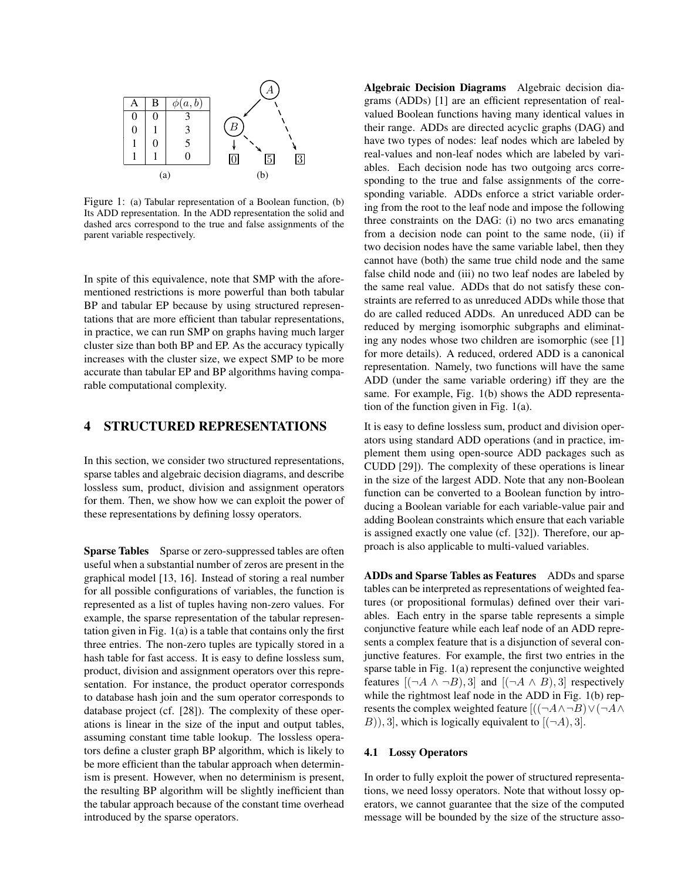| A | B | $\phi(a,b)$ |
|---|---|---|
| 0 | 0 | 3 |
| 0 | 1 | 3 |
| 1 | 0 | 5 |
| 1 | 1 | 0 |

(a)

(b)

Figure 1: (a) Tabular representation of a Boolean function, (b) Its ADD representation. In the ADD representation the solid and dashed arcs correspond to the true and false assignments of the parent variable respectively.

In spite of this equivalence, note that SMP with the aforementioned restrictions is more powerful than both tabular BP and tabular EP because by using structured representations that are more efficient than tabular representations, in practice, we can run SMP on graphs having much larger cluster size than both BP and EP. As the accuracy typically increases with the cluster size, we expect SMP to be more accurate than tabular EP and BP algorithms having comparable computational complexity.

# 4 STRUCTURED REPRESENTATIONS

In this section, we consider two structured representations, sparse tables and algebraic decision diagrams, and describe lossless sum, product, division and assignment operators for them. Then, we show how we can exploit the power of these representations by defining lossy operators.

**Sparse Tables** Sparse or zero-suppressed tables are often useful when a substantial number of zeros are present in the graphical model [13, 16]. Instead of storing a real number for all possible configurations of variables, the function is represented as a list of tuples having non-zero values. For example, the sparse representation of the tabular representation given in Fig. 1(a) is a table that contains only the first three entries. The non-zero tuples are typically stored in a hash table for fast access. It is easy to define lossless sum, product, division and assignment operators over this representation. For instance, the product operator corresponds to database hash join and the sum operator corresponds to database project (cf. [28]). The complexity of these operations is linear in the size of the input and output tables, assuming constant time table lookup. The lossless operators define a cluster graph BP algorithm, which is likely to be more efficient than the tabular approach when determinism is present. However, when no determinism is present, the resulting BP algorithm will be slightly inefficient than the tabular approach because of the constant time overhead introduced by the sparse operators.

**Algebraic Decision Diagrams** Algebraic decision diagrams (ADDs) [1] are an efficient representation of real-valued Boolean functions having many identical values in their range. ADDs are directed acyclic graphs (DAG) and have two types of nodes: leaf nodes which are labeled by real-values and non-leaf nodes which are labeled by variables. Each decision node has two outgoing arcs corresponding to the true and false assignments of the corresponding variable. ADDs enforce a strict variable ordering from the root to the leaf node and impose the following three constraints on the DAG: (i) no two arcs emanating from a decision node can point to the same node, (ii) if two decision nodes have the same variable label, then they cannot have (both) the same true child node and the same false child node and (iii) no two leaf nodes are labeled by the same real value. ADDs that do not satisfy these constraints are referred to as unreduced ADDs while those that do are called reduced ADDs. An unreduced ADD can be reduced by merging isomorphic subgraphs and eliminating any nodes whose two children are isomorphic (see [1] for more details). A reduced, ordered ADD is a canonical representation. Namely, two functions will have the same ADD (under the same variable ordering) iff they are the same. For example, Fig. 1(b) shows the ADD representation of the function given in Fig. 1(a).

It is easy to define lossless sum, product and division operators using standard ADD operations (and in practice, implement them using open-source ADD packages such as CUDD [29]). The complexity of these operations is linear in the size of the largest ADD. Note that any non-Boolean function can be converted to a Boolean function by introducing a Boolean variable for each variable-value pair and adding Boolean constraints which ensure that each variable is assigned exactly one value (cf. [32]). Therefore, our approach is also applicable to multi-valued variables.

**ADDs and Sparse Tables as Features** ADDs and sparse tables can be interpreted as representations of weighted features (or propositional formulas) defined over their variables. Each entry in the sparse table represents a simple conjunctive feature while each leaf node of an ADD represents a complex feature that is a disjunction of several conjunctive features. For example, the first two entries in the sparse table in Fig. 1(a) represent the conjunctive weighted features $[(\neg A \wedge \neg B), 3]$ and $[(\neg A \wedge B), 3]$ respectively while the rightmost leaf node in the ADD in Fig. 1(b) represents the complex weighted feature $[((\neg A \wedge \neg B) \vee (\neg A \wedge B)), 3]$, which is logically equivalent to $[(\neg A), 3]$.

## 4.1 Lossy Operators

In order to fully exploit the power of structured representations, we need lossy operators. Note that without lossy operators, we cannot guarantee that the size of the computed message will be bounded by the size of the structure asso-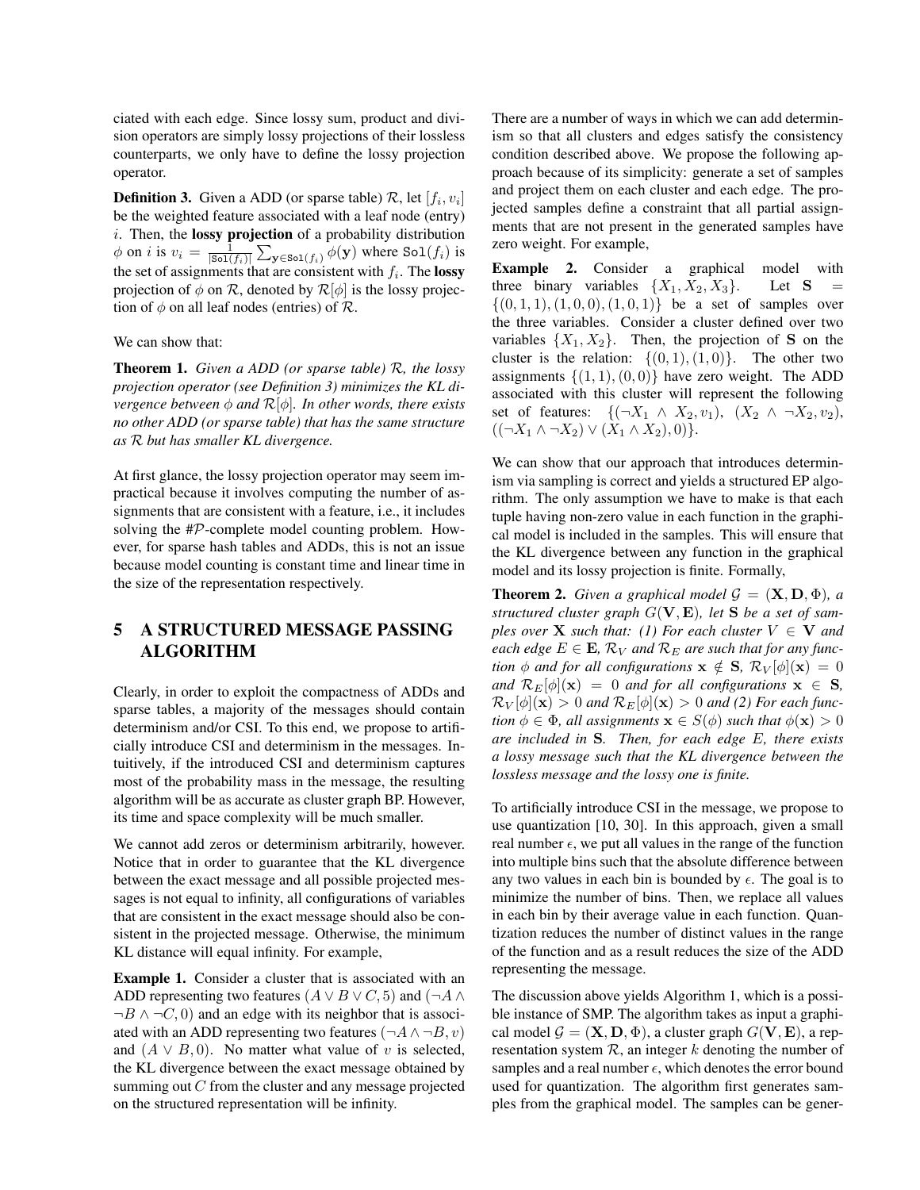ciated with each edge. Since lossy sum, product and division operators are simply lossy projections of their lossless counterparts, we only have to define the lossy projection operator.

**Definition 3.** Given a ADD (or sparse table) $\mathcal{R}$, let $[f_i, v_i]$ be the weighted feature associated with a leaf node (entry) $i$. Then, the **lossy projection** of a probability distribution $\phi$ on $i$ is $v_i = \frac{1}{|\texttt{Sol}(f_i)|} \sum_{\mathbf{y} \in \texttt{Sol}(f_i)} \phi(\mathbf{y})$ where $\texttt{Sol}(f_i)$ is the set of assignments that are consistent with $f_i$. The **lossy** projection of $\phi$ on $\mathcal{R}$, denoted by $\mathcal{R}[\phi]$ is the lossy projection of $\phi$ on all leaf nodes (entries) of $\mathcal{R}$.

We can show that:

**Theorem 1.** *Given a ADD (or sparse table) $\mathcal{R}$, the lossy projection operator (see Definition 3) minimizes the KL divergence between $\phi$ and $\mathcal{R}[\phi]$. In other words, there exists no other ADD (or sparse table) that has the same structure as $\mathcal{R}$ but has smaller KL divergence.*

At first glance, the lossy projection operator may seem impractical because it involves computing the number of assignments that are consistent with a feature, i.e., it includes solving the #$\mathcal{P}$-complete model counting problem. However, for sparse hash tables and ADDs, this is not an issue because model counting is constant time and linear time in the size of the representation respectively.

## 5 A STRUCTURED MESSAGE PASSING ALGORITHM

Clearly, in order to exploit the compactness of ADDs and sparse tables, a majority of the messages should contain determinism and/or CSI. To this end, we propose to artificially introduce CSI and determinism in the messages. Intuitively, if the introduced CSI and determinism captures most of the probability mass in the message, the resulting algorithm will be as accurate as cluster graph BP. However, its time and space complexity will be much smaller.

We cannot add zeros or determinism arbitrarily, however. Notice that in order to guarantee that the KL divergence between the exact message and all possible projected messages is not equal to infinity, all configurations of variables that are consistent in the exact message should also be consistent in the projected message. Otherwise, the minimum KL distance will equal infinity. For example,

**Example 1.** Consider a cluster that is associated with an ADD representing two features $(A \vee B \vee C, 5)$ and $(\neg A \wedge \neg B \wedge \neg C, 0)$ and an edge with its neighbor that is associated with an ADD representing two features $(\neg A \wedge \neg B, v)$ and $(A \vee B, 0)$. No matter what value of $v$ is selected, the KL divergence between the exact message obtained by summing out $C$ from the cluster and any message projected on the structured representation will be infinity.

There are a number of ways in which we can add determinism so that all clusters and edges satisfy the consistency condition described above. We propose the following approach because of its simplicity: generate a set of samples and project them on each cluster and each edge. The projected samples define a constraint that all partial assignments that are not present in the generated samples have zero weight. For example,

**Example 2.** Consider a graphical model with three binary variables $\{X_1, X_2, X_3\}$. Let $\mathbf{S} = \{(0,1,1), (1,0,0), (1,0,1)\}$ be a set of samples over the three variables. Consider a cluster defined over two variables $\{X_1, X_2\}$. Then, the projection of $\mathbf{S}$ on the cluster is the relation: $\{(0,1), (1,0)\}$. The other two assignments $\{(1,1), (0,0)\}$ have zero weight. The ADD associated with this cluster will represent the following set of features: $\{(\neg X_1 \wedge X_2, v_1),\ (X_2 \wedge \neg X_2, v_2),\ ((\neg X_1 \wedge \neg X_2) \vee (X_1 \wedge X_2), 0)\}$.

We can show that our approach that introduces determinism via sampling is correct and yields a structured EP algorithm. The only assumption we have to make is that each tuple having non-zero value in each function in the graphical model is included in the samples. This will ensure that the KL divergence between any function in the graphical model and its lossy projection is finite. Formally,

**Theorem 2.** *Given a graphical model $\mathcal{G} = (\mathbf{X}, \mathbf{D}, \Phi)$, a structured cluster graph $G(\mathbf{V}, \mathbf{E})$, let $\mathbf{S}$ be a set of samples over $\mathbf{X}$ such that: (1) For each cluster $V \in \mathbf{V}$ and each edge $E \in \mathbf{E}$, $\mathcal{R}_V$ and $\mathcal{R}_E$ are such that for any function $\phi$ and for all configurations $\mathbf{x} \notin \mathbf{S}$, $\mathcal{R}_V[\phi](\mathbf{x}) = 0$ and $\mathcal{R}_E[\phi](\mathbf{x}) = 0$ and for all configurations $\mathbf{x} \in \mathbf{S}$, $\mathcal{R}_V[\phi](\mathbf{x}) > 0$ and $\mathcal{R}_E[\phi](\mathbf{x}) > 0$ and (2) For each function $\phi \in \Phi$, all assignments $\mathbf{x} \in S(\phi)$ such that $\phi(\mathbf{x}) > 0$ are included in $\mathbf{S}$. Then, for each edge $E$, there exists a lossy message such that the KL divergence between the lossless message and the lossy one is finite.*

To artificially introduce CSI in the message, we propose to use quantization [10, 30]. In this approach, given a small real number $\epsilon$, we put all values in the range of the function into multiple bins such that the absolute difference between any two values in each bin is bounded by $\epsilon$. The goal is to minimize the number of bins. Then, we replace all values in each bin by their average value in each function. Quantization reduces the number of distinct values in the range of the function and as a result reduces the size of the ADD representing the message.

The discussion above yields Algorithm 1, which is a possible instance of SMP. The algorithm takes as input a graphical model $\mathcal{G} = (\mathbf{X}, \mathbf{D}, \Phi)$, a cluster graph $G(\mathbf{V}, \mathbf{E})$, a representation system $\mathcal{R}$, an integer $k$ denoting the number of samples and a real number $\epsilon$, which denotes the error bound used for quantization. The algorithm first generates samples from the graphical model. The samples can be gener-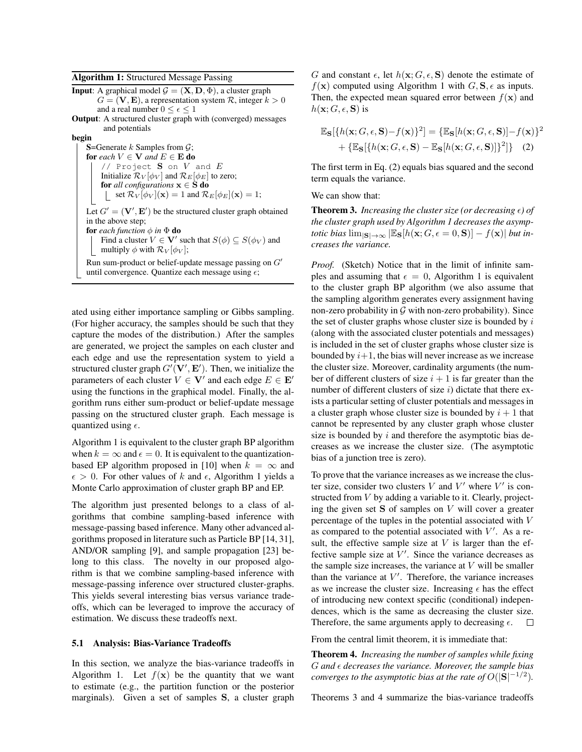**Algorithm 1:** Structured Message Passing

```
Input: A graphical model 𝒢 = (X, D, Φ), a cluster graph
       G = (V, E), a representation system ℛ, integer k > 0
       and a real number 0 ≤ ε ≤ 1
Output: A structured cluster graph with (converged) messages
        and potentials
begin
    S=Generate k Samples from 𝒢;
    for each V ∈ V and E ∈ E do
        // Project S on V and E
        Initialize ℛ_V[φ_V] and ℛ_E[φ_E] to zero;
        for all configurations x ∈ S do
            set ℛ_V[φ_V](x) = 1 and ℛ_E[φ_E](x) = 1;
    Let G' = (V', E') be the structured cluster graph obtained
    in the above step;
    for each function φ in Φ do
        Find a cluster V ∈ V' such that S(φ) ⊆ S(φ_V) and
        multiply φ with ℛ_V[φ_V];
    Run sum-product or belief-update message passing on G'
    until convergence. Quantize each message using ε;
```

ated using either importance sampling or Gibbs sampling. (For higher accuracy, the samples should be such that they capture the modes of the distribution.) After the samples are generated, we project the samples on each cluster and each edge and use the representation system to yield a structured cluster graph $G'(\mathbf{V}', \mathbf{E}')$. Then, we initialize the parameters of each cluster $V \in \mathbf{V}'$ and each edge $E \in \mathbf{E}'$ using the functions in the graphical model. Finally, the algorithm runs either sum-product or belief-update message passing on the structured cluster graph. Each message is quantized using $\epsilon$.

Algorithm 1 is equivalent to the cluster graph BP algorithm when $k = \infty$ and $\epsilon = 0$. It is equivalent to the quantization-based EP algorithm proposed in [10] when $k = \infty$ and $\epsilon > 0$. For other values of $k$ and $\epsilon$, Algorithm 1 yields a Monte Carlo approximation of cluster graph BP and EP.

The algorithm just presented belongs to a class of algorithms that combine sampling-based inference with message-passing based inference. Many other advanced algorithms proposed in literature such as Particle BP [14, 31], AND/OR sampling [9], and sample propagation [23] belong to this class. The novelty in our proposed algorithm is that we combine sampling-based inference with message-passing inference over structured cluster-graphs. This yields several interesting bias versus variance tradeoffs, which can be leveraged to improve the accuracy of estimation. We discuss these tradeoffs next.

### 5.1 Analysis: Bias-Variance Tradeoffs

In this section, we analyze the bias-variance tradeoffs in Algorithm 1. Let $f(\mathbf{x})$ be the quantity that we want to estimate (e.g., the partition function or the posterior marginals). Given a set of samples $\mathbf{S}$, a cluster graph $G$ and constant $\epsilon$, let $h(\mathbf{x}; G, \epsilon, \mathbf{S})$ denote the estimate of $f(\mathbf{x})$ computed using Algorithm 1 with $G, \mathbf{S}, \epsilon$ as inputs. Then, the expected mean squared error between $f(\mathbf{x})$ and $h(\mathbf{x}; G, \epsilon, \mathbf{S})$ is

$$\mathbb{E}_{\mathbf{S}}[\{h(\mathbf{x}; G, \epsilon, \mathbf{S}) - f(\mathbf{x})\}^2] = \{\mathbb{E}_{\mathbf{S}}[h(\mathbf{x}; G, \epsilon, \mathbf{S})] - f(\mathbf{x})\}^2 + \{\mathbb{E}_{\mathbf{S}}[\{h(\mathbf{x}; G, \epsilon, \mathbf{S}) - \mathbb{E}_{\mathbf{S}}[h(\mathbf{x}; G, \epsilon, \mathbf{S})]\}^2]\} \quad (2)$$

The first term in Eq. (2) equals bias squared and the second term equals the variance.

We can show that:

**Theorem 3.** *Increasing the cluster size (or decreasing $\epsilon$) of the cluster graph used by Algorithm 1 decreases the asymptotic bias $\lim_{|\mathbf{S}| \to \infty} |\mathbb{E}_{\mathbf{S}}[h(\mathbf{x}; G, \epsilon = 0, \mathbf{S})] - f(\mathbf{x})|$ but increases the variance.*

*Proof.* (Sketch) Notice that in the limit of infinite samples and assuming that $\epsilon = 0$, Algorithm 1 is equivalent to the cluster graph BP algorithm (we also assume that the sampling algorithm generates every assignment having non-zero probability in $\mathcal{G}$ with non-zero probability). Since the set of cluster graphs whose cluster size is bounded by $i$ (along with the associated cluster potentials and messages) is included in the set of cluster graphs whose cluster size is bounded by $i+1$, the bias will never increase as we increase the cluster size. Moreover, cardinality arguments (the number of different clusters of size $i+1$ is far greater than the number of different clusters of size $i$) dictate that there exists a particular setting of cluster potentials and messages in a cluster graph whose cluster size is bounded by $i+1$ that cannot be represented by any cluster graph whose cluster size is bounded by $i$ and therefore the asymptotic bias decreases as we increase the cluster size. (The asymptotic bias of a junction tree is zero).

To prove that the variance increases as we increase the cluster size, consider two clusters $V$ and $V'$ where $V'$ is constructed from $V$ by adding a variable to it. Clearly, projecting the given set $\mathbf{S}$ of samples on $V$ will cover a greater percentage of the tuples in the potential associated with $V$ as compared to the potential associated with $V'$. As a result, the effective sample size at $V$ is larger than the effective sample size at $V'$. Since the variance decreases as the sample size increases, the variance at $V$ will be smaller than the variance at $V'$. Therefore, the variance increases as we increase the cluster size. Increasing $\epsilon$ has the effect of introducing new context specific (conditional) independences, which is the same as decreasing the cluster size. Therefore, the same arguments apply to decreasing $\epsilon$. $\square$

From the central limit theorem, it is immediate that:

**Theorem 4.** *Increasing the number of samples while fixing $G$ and $\epsilon$ decreases the variance. Moreover, the sample bias converges to the asymptotic bias at the rate of $O(|\mathbf{S}|^{-1/2})$.*

Theorems 3 and 4 summarize the bias-variance tradeoffs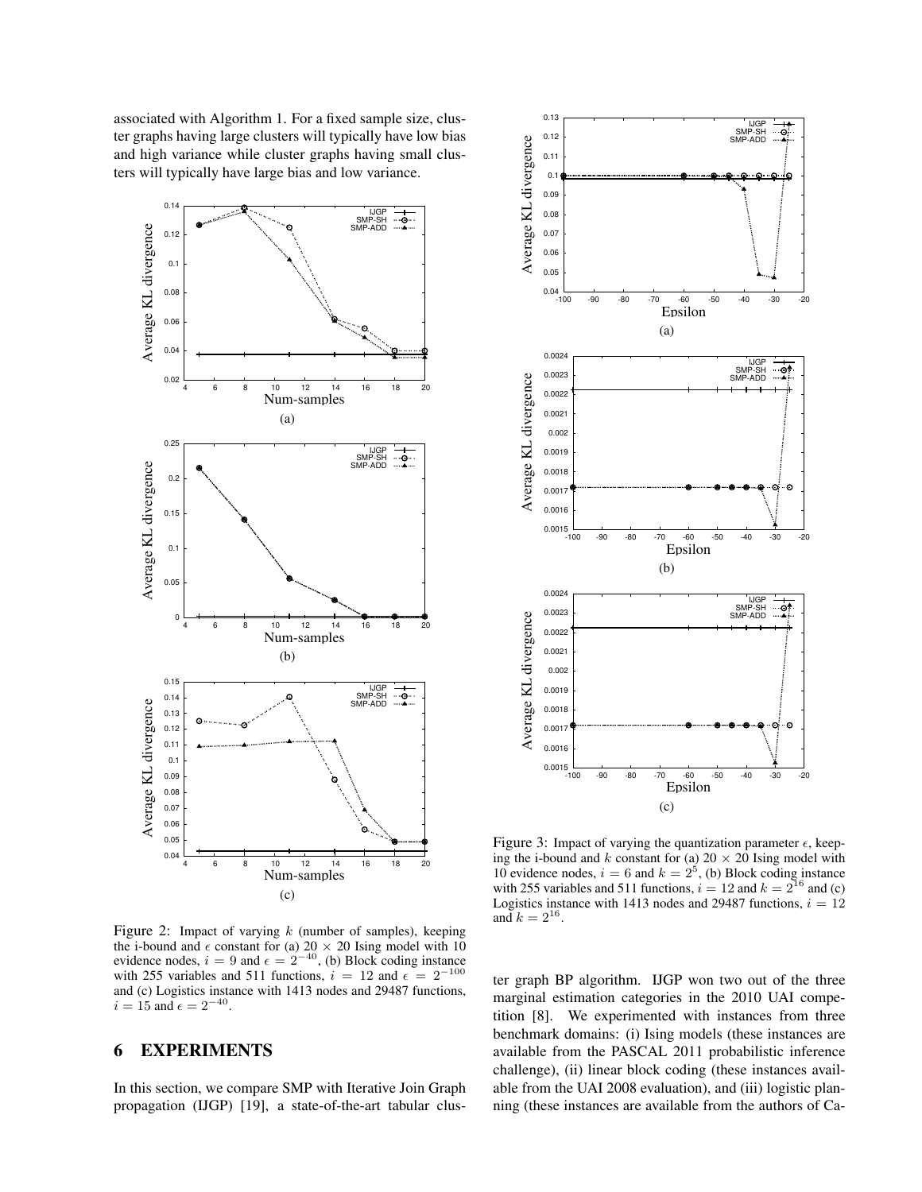associated with Algorithm 1. For a fixed sample size, cluster graphs having large clusters will typically have low bias and high variance while cluster graphs having small clusters will typically have large bias and low variance.

Figure 2: Impact of varying $k$ (number of samples), keeping the i-bound and $\epsilon$ constant for (a) $20 \times 20$ Ising model with 10 evidence nodes, $i = 9$ and $\epsilon = 2^{-40}$, (b) Block coding instance with 255 variables and 511 functions, $i = 12$ and $\epsilon = 2^{-100}$ and (c) Logistics instance with 1413 nodes and 29487 functions, $i = 15$ and $\epsilon = 2^{-40}$.

Figure 3: Impact of varying the quantization parameter $\epsilon$, keeping the i-bound and $k$ constant for (a) $20 \times 20$ Ising model with 10 evidence nodes, $i = 6$ and $k = 2^5$, (b) Block coding instance with 255 variables and 511 functions, $i = 12$ and $k = 2^{16}$ and (c) Logistics instance with 1413 nodes and 29487 functions, $i = 12$ and $k = 2^{16}$.

# 6 EXPERIMENTS

In this section, we compare SMP with Iterative Join Graph propagation (IJGP) [19], a state-of-the-art tabular cluster graph BP algorithm. IJGP won two out of the three marginal estimation categories in the 2010 UAI competition [8]. We experimented with instances from three benchmark domains: (i) Ising models (these instances are available from the PASCAL 2011 probabilistic inference challenge), (ii) linear block coding (these instances available from the UAI 2008 evaluation), and (iii) logistic planning (these instances are available from the authors of Ca-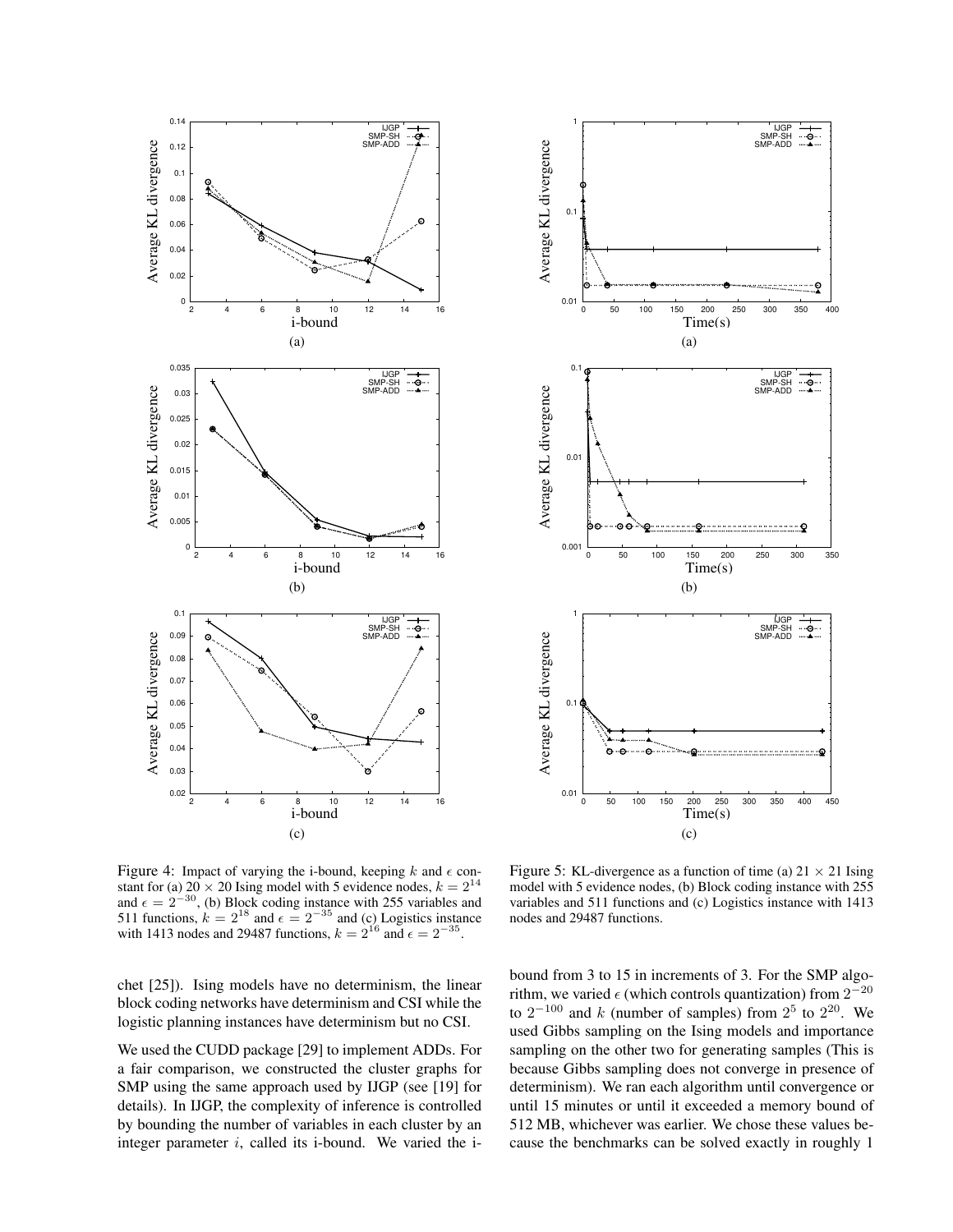Figure 4: Impact of varying the i-bound, keeping $k$ and $\epsilon$ constant for (a) $20 \times 20$ Ising model with 5 evidence nodes, $k = 2^{14}$ and $\epsilon = 2^{-30}$, (b) Block coding instance with 255 variables and 511 functions, $k = 2^{18}$ and $\epsilon = 2^{-35}$ and (c) Logistics instance with 1413 nodes and 29487 functions, $k = 2^{16}$ and $\epsilon = 2^{-35}$.

Figure 5: KL-divergence as a function of time (a) $21 \times 21$ Ising model with 5 evidence nodes, (b) Block coding instance with 255 variables and 511 functions and (c) Logistics instance with 1413 nodes and 29487 functions.

chet [25]). Ising models have no determinism, the linear block coding networks have determinism and CSI while the logistic planning instances have determinism but no CSI.

We used the CUDD package [29] to implement ADDs. For a fair comparison, we constructed the cluster graphs for SMP using the same approach used by IJGP (see [19] for details). In IJGP, the complexity of inference is controlled by bounding the number of variables in each cluster by an integer parameter $i$, called its i-bound. We varied the i-bound from 3 to 15 in increments of 3. For the SMP algorithm, we varied $\epsilon$ (which controls quantization) from $2^{-20}$ to $2^{-100}$ and $k$ (number of samples) from $2^5$ to $2^{20}$. We used Gibbs sampling on the Ising models and importance sampling on the other two for generating samples (This is because Gibbs sampling does not converge in presence of determinism). We ran each algorithm until convergence or until 15 minutes or until it exceeded a memory bound of 512 MB, whichever was earlier. We chose these values because the benchmarks can be solved exactly in roughly 1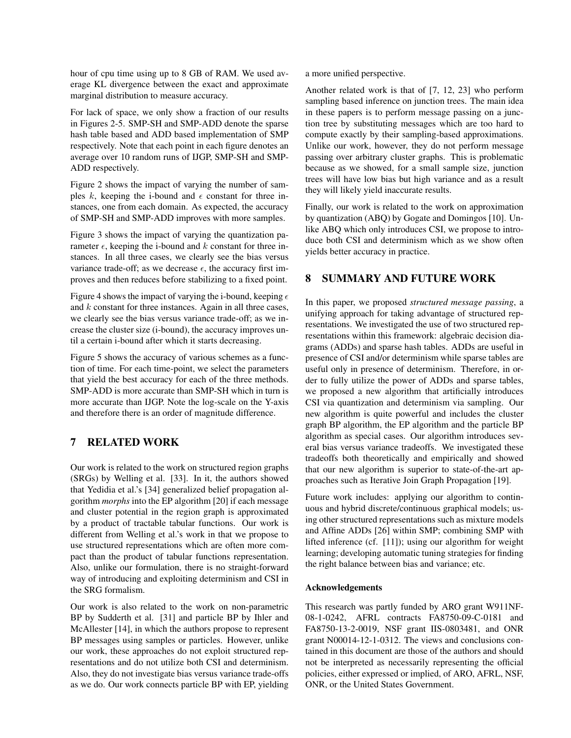hour of cpu time using up to 8 GB of RAM. We used average KL divergence between the exact and approximate marginal distribution to measure accuracy.

For lack of space, we only show a fraction of our results in Figures 2-5. SMP-SH and SMP-ADD denote the sparse hash table based and ADD based implementation of SMP respectively. Note that each point in each figure denotes an average over 10 random runs of IJGP, SMP-SH and SMP-ADD respectively.

Figure 2 shows the impact of varying the number of samples $k$, keeping the i-bound and $\epsilon$ constant for three instances, one from each domain. As expected, the accuracy of SMP-SH and SMP-ADD improves with more samples.

Figure 3 shows the impact of varying the quantization parameter $\epsilon$, keeping the i-bound and $k$ constant for three instances. In all three cases, we clearly see the bias versus variance trade-off; as we decrease $\epsilon$, the accuracy first improves and then reduces before stabilizing to a fixed point.

Figure 4 shows the impact of varying the i-bound, keeping $\epsilon$ and $k$ constant for three instances. Again in all three cases, we clearly see the bias versus variance trade-off; as we increase the cluster size (i-bound), the accuracy improves until a certain i-bound after which it starts decreasing.

Figure 5 shows the accuracy of various schemes as a function of time. For each time-point, we select the parameters that yield the best accuracy for each of the three methods. SMP-ADD is more accurate than SMP-SH which in turn is more accurate than IJGP. Note the log-scale on the Y-axis and therefore there is an order of magnitude difference.

## 7 RELATED WORK

Our work is related to the work on structured region graphs (SRGs) by Welling et al. [33]. In it, the authors showed that Yedidia et al.'s [34] generalized belief propagation algorithm *morphs* into the EP algorithm [20] if each message and cluster potential in the region graph is approximated by a product of tractable tabular functions. Our work is different from Welling et al.'s work in that we propose to use structured representations which are often more compact than the product of tabular functions representation. Also, unlike our formulation, there is no straight-forward way of introducing and exploiting determinism and CSI in the SRG formalism.

Our work is also related to the work on non-parametric BP by Sudderth et al. [31] and particle BP by Ihler and McAllester [14], in which the authors propose to represent BP messages using samples or particles. However, unlike our work, these approaches do not exploit structured representations and do not utilize both CSI and determinism. Also, they do not investigate bias versus variance trade-offs as we do. Our work connects particle BP with EP, yielding a more unified perspective.

Another related work is that of [7, 12, 23] who perform sampling based inference on junction trees. The main idea in these papers is to perform message passing on a junction tree by substituting messages which are too hard to compute exactly by their sampling-based approximations. Unlike our work, however, they do not perform message passing over arbitrary cluster graphs. This is problematic because as we showed, for a small sample size, junction trees will have low bias but high variance and as a result they will likely yield inaccurate results.

Finally, our work is related to the work on approximation by quantization (ABQ) by Gogate and Domingos [10]. Unlike ABQ which only introduces CSI, we propose to introduce both CSI and determinism which as we show often yields better accuracy in practice.

## 8 SUMMARY AND FUTURE WORK

In this paper, we proposed *structured message passing*, a unifying approach for taking advantage of structured representations. We investigated the use of two structured representations within this framework: algebraic decision diagrams (ADDs) and sparse hash tables. ADDs are useful in presence of CSI and/or determinism while sparse tables are useful only in presence of determinism. Therefore, in order to fully utilize the power of ADDs and sparse tables, we proposed a new algorithm that artificially introduces CSI via quantization and determinism via sampling. Our new algorithm is quite powerful and includes the cluster graph BP algorithm, the EP algorithm and the particle BP algorithm as special cases. Our algorithm introduces several bias versus variance tradeoffs. We investigated these tradeoffs both theoretically and empirically and showed that our new algorithm is superior to state-of-the-art approaches such as Iterative Join Graph Propagation [19].

Future work includes: applying our algorithm to continuous and hybrid discrete/continuous graphical models; using other structured representations such as mixture models and Affine ADDs [26] within SMP; combining SMP with lifted inference (cf. [11]); using our algorithm for weight learning; developing automatic tuning strategies for finding the right balance between bias and variance; etc.

#### Acknowledgements

This research was partly funded by ARO grant W911NF-08-1-0242, AFRL contracts FA8750-09-C-0181 and FA8750-13-2-0019, NSF grant IIS-0803481, and ONR grant N00014-12-1-0312. The views and conclusions contained in this document are those of the authors and should not be interpreted as necessarily representing the official policies, either expressed or implied, of ARO, AFRL, NSF, ONR, or the United States Government.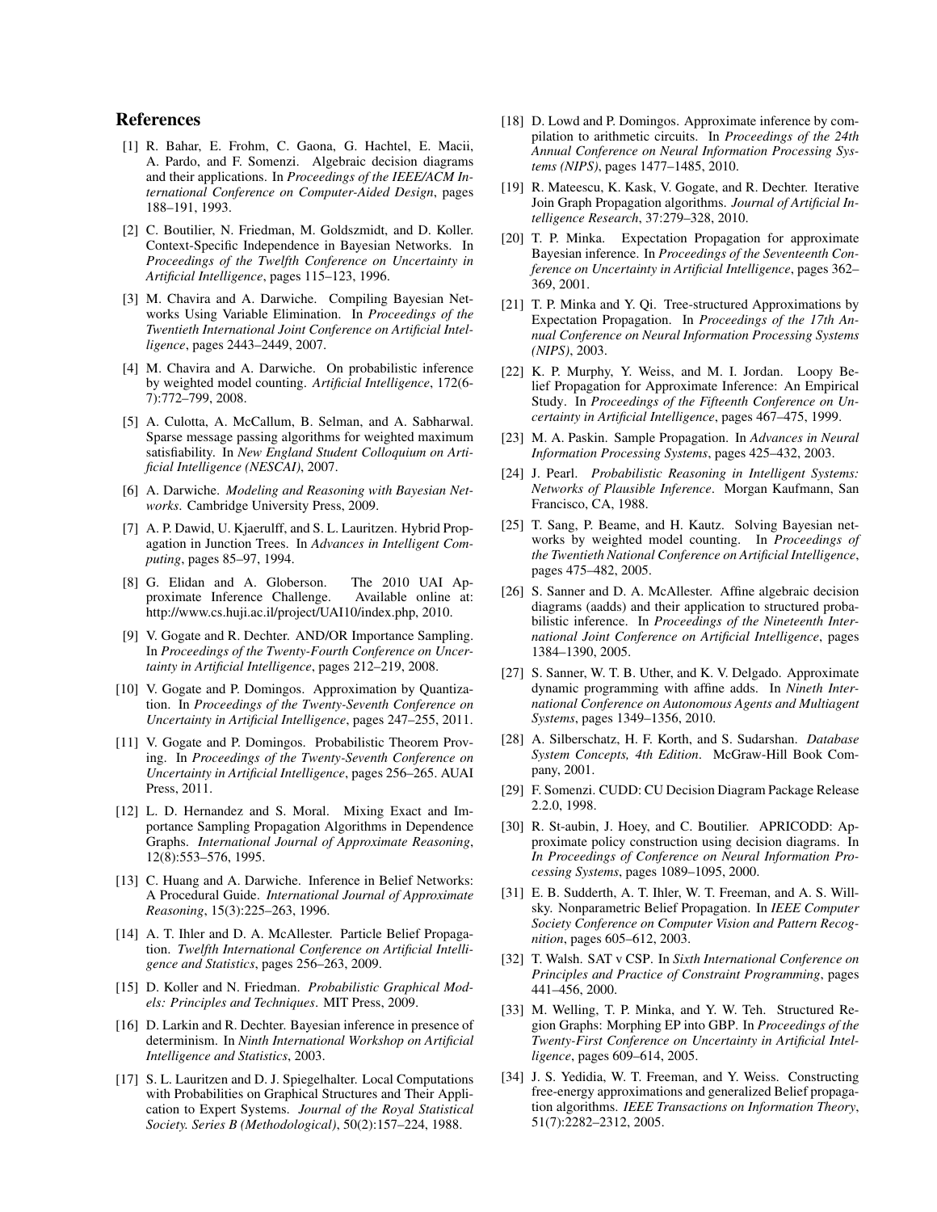## References

[1] R. Bahar, E. Frohm, C. Gaona, G. Hachtel, E. Macii, A. Pardo, and F. Somenzi. Algebraic decision diagrams and their applications. In *Proceedings of the IEEE/ACM International Conference on Computer-Aided Design*, pages 188–191, 1993.

[2] C. Boutilier, N. Friedman, M. Goldszmidt, and D. Koller. Context-Specific Independence in Bayesian Networks. In *Proceedings of the Twelfth Conference on Uncertainty in Artificial Intelligence*, pages 115–123, 1996.

[3] M. Chavira and A. Darwiche. Compiling Bayesian Networks Using Variable Elimination. In *Proceedings of the Twentieth International Joint Conference on Artificial Intelligence*, pages 2443–2449, 2007.

[4] M. Chavira and A. Darwiche. On probabilistic inference by weighted model counting. *Artificial Intelligence*, 172(6-7):772–799, 2008.

[5] A. Culotta, A. McCallum, B. Selman, and A. Sabharwal. Sparse message passing algorithms for weighted maximum satisfiability. In *New England Student Colloquium on Artificial Intelligence (NESCAI)*, 2007.

[6] A. Darwiche. *Modeling and Reasoning with Bayesian Networks*. Cambridge University Press, 2009.

[7] A. P. Dawid, U. Kjaerulff, and S. L. Lauritzen. Hybrid Propagation in Junction Trees. In *Advances in Intelligent Computing*, pages 85–97, 1994.

[8] G. Elidan and A. Globerson. The 2010 UAI Approximate Inference Challenge. Available online at: http://www.cs.huji.ac.il/project/UAI10/index.php, 2010.

[9] V. Gogate and R. Dechter. AND/OR Importance Sampling. In *Proceedings of the Twenty-Fourth Conference on Uncertainty in Artificial Intelligence*, pages 212–219, 2008.

[10] V. Gogate and P. Domingos. Approximation by Quantization. In *Proceedings of the Twenty-Seventh Conference on Uncertainty in Artificial Intelligence*, pages 247–255, 2011.

[11] V. Gogate and P. Domingos. Probabilistic Theorem Proving. In *Proceedings of the Twenty-Seventh Conference on Uncertainty in Artificial Intelligence*, pages 256–265. AUAI Press, 2011.

[12] L. D. Hernandez and S. Moral. Mixing Exact and Importance Sampling Propagation Algorithms in Dependence Graphs. *International Journal of Approximate Reasoning*, 12(8):553–576, 1995.

[13] C. Huang and A. Darwiche. Inference in Belief Networks: A Procedural Guide. *International Journal of Approximate Reasoning*, 15(3):225–263, 1996.

[14] A. T. Ihler and D. A. McAllester. Particle Belief Propagation. *Twelfth International Conference on Artificial Intelligence and Statistics*, pages 256–263, 2009.

[15] D. Koller and N. Friedman. *Probabilistic Graphical Models: Principles and Techniques*. MIT Press, 2009.

[16] D. Larkin and R. Dechter. Bayesian inference in presence of determinism. In *Ninth International Workshop on Artificial Intelligence and Statistics*, 2003.

[17] S. L. Lauritzen and D. J. Spiegelhalter. Local Computations with Probabilities on Graphical Structures and Their Application to Expert Systems. *Journal of the Royal Statistical Society. Series B (Methodological)*, 50(2):157–224, 1988.

[18] D. Lowd and P. Domingos. Approximate inference by compilation to arithmetic circuits. In *Proceedings of the 24th Annual Conference on Neural Information Processing Systems (NIPS)*, pages 1477–1485, 2010.

[19] R. Mateescu, K. Kask, V. Gogate, and R. Dechter. Iterative Join Graph Propagation algorithms. *Journal of Artificial Intelligence Research*, 37:279–328, 2010.

[20] T. P. Minka. Expectation Propagation for approximate Bayesian inference. In *Proceedings of the Seventeenth Conference on Uncertainty in Artificial Intelligence*, pages 362–369, 2001.

[21] T. P. Minka and Y. Qi. Tree-structured Approximations by Expectation Propagation. In *Proceedings of the 17th Annual Conference on Neural Information Processing Systems (NIPS)*, 2003.

[22] K. P. Murphy, Y. Weiss, and M. I. Jordan. Loopy Belief Propagation for Approximate Inference: An Empirical Study. In *Proceedings of the Fifteenth Conference on Uncertainty in Artificial Intelligence*, pages 467–475, 1999.

[23] M. A. Paskin. Sample Propagation. In *Advances in Neural Information Processing Systems*, pages 425–432, 2003.

[24] J. Pearl. *Probabilistic Reasoning in Intelligent Systems: Networks of Plausible Inference*. Morgan Kaufmann, San Francisco, CA, 1988.

[25] T. Sang, P. Beame, and H. Kautz. Solving Bayesian networks by weighted model counting. In *Proceedings of the Twentieth National Conference on Artificial Intelligence*, pages 475–482, 2005.

[26] S. Sanner and D. A. McAllester. Affine algebraic decision diagrams (aadds) and their application to structured probabilistic inference. In *Proceedings of the Nineteenth International Joint Conference on Artificial Intelligence*, pages 1384–1390, 2005.

[27] S. Sanner, W. T. B. Uther, and K. V. Delgado. Approximate dynamic programming with affine adds. In *Nineth International Conference on Autonomous Agents and Multiagent Systems*, pages 1349–1356, 2010.

[28] A. Silberschatz, H. F. Korth, and S. Sudarshan. *Database System Concepts, 4th Edition*. McGraw-Hill Book Company, 2001.

[29] F. Somenzi. CUDD: CU Decision Diagram Package Release 2.2.0, 1998.

[30] R. St-aubin, J. Hoey, and C. Boutilier. APRICODD: Approximate policy construction using decision diagrams. In *In Proceedings of Conference on Neural Information Processing Systems*, pages 1089–1095, 2000.

[31] E. B. Sudderth, A. T. Ihler, W. T. Freeman, and A. S. Willsky. Nonparametric Belief Propagation. In *IEEE Computer Society Conference on Computer Vision and Pattern Recognition*, pages 605–612, 2003.

[32] T. Walsh. SAT v CSP. In *Sixth International Conference on Principles and Practice of Constraint Programming*, pages 441–456, 2000.

[33] M. Welling, T. P. Minka, and Y. W. Teh. Structured Region Graphs: Morphing EP into GBP. In *Proceedings of the Twenty-First Conference on Uncertainty in Artificial Intelligence*, pages 609–614, 2005.

[34] J. S. Yedidia, W. T. Freeman, and Y. Weiss. Constructing free-energy approximations and generalized Belief propagation algorithms. *IEEE Transactions on Information Theory*, 51(7):2282–2312, 2005.